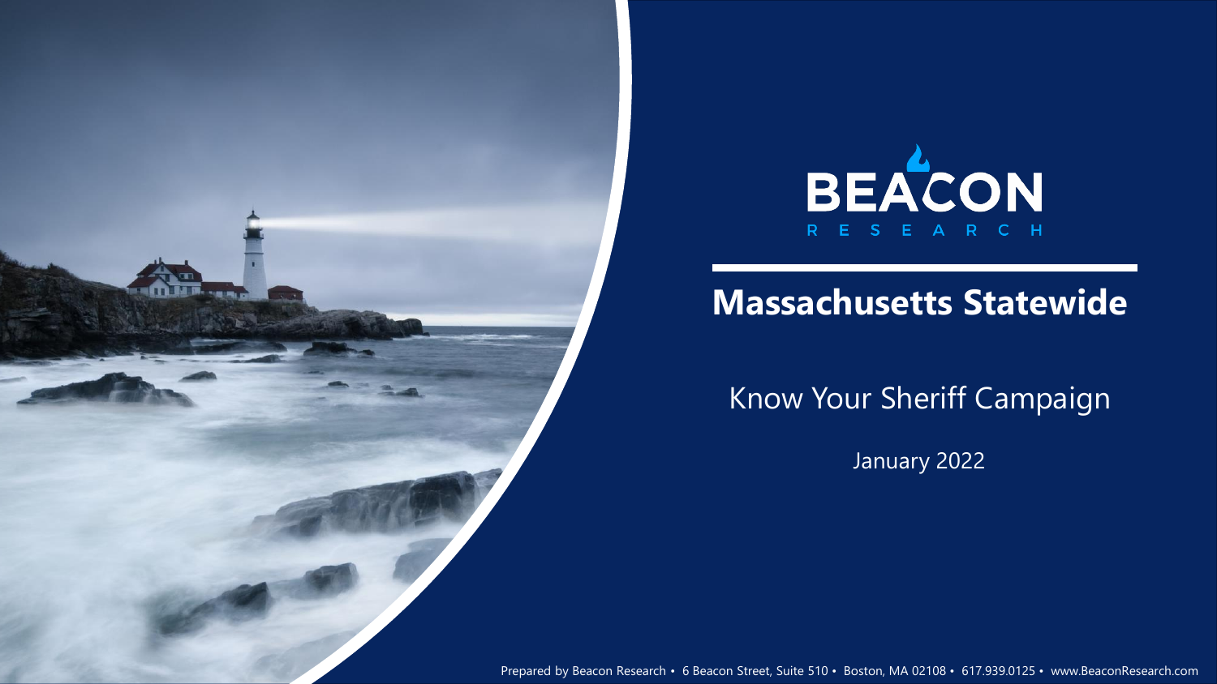BEACON RESEARCH

# Massachusetts Statewide

## Know Your Sheriff Campaign

January 2022

Prepared by Beacon Research • 6 Beacon Street, Suite 510 • Boston, MA 02108 • 617.939.0125 • www.BeaconResearch.com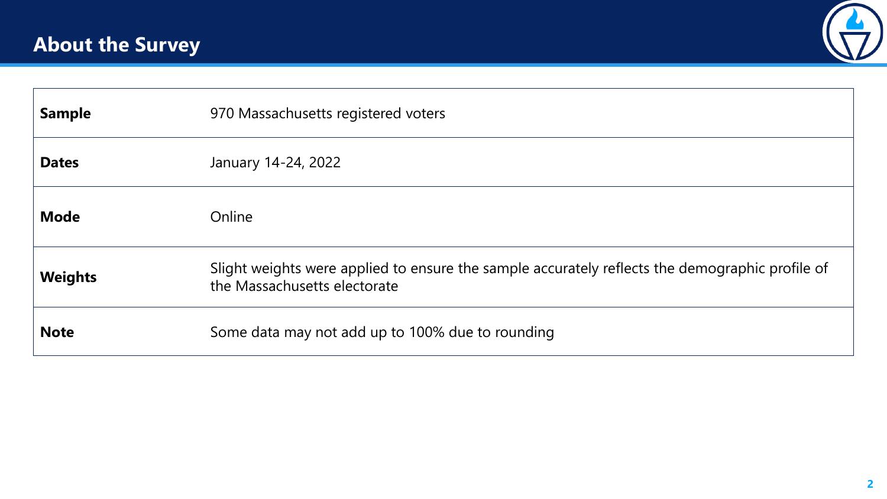## About the Survey

| | |
|---|---|
| **Sample** | 970 Massachusetts registered voters |
| **Dates** | January 14-24, 2022 |
| **Mode** | Online |
| **Weights** | Slight weights were applied to ensure the sample accurately reflects the demographic profile of the Massachusetts electorate |
| **Note** | Some data may not add up to 100% due to rounding |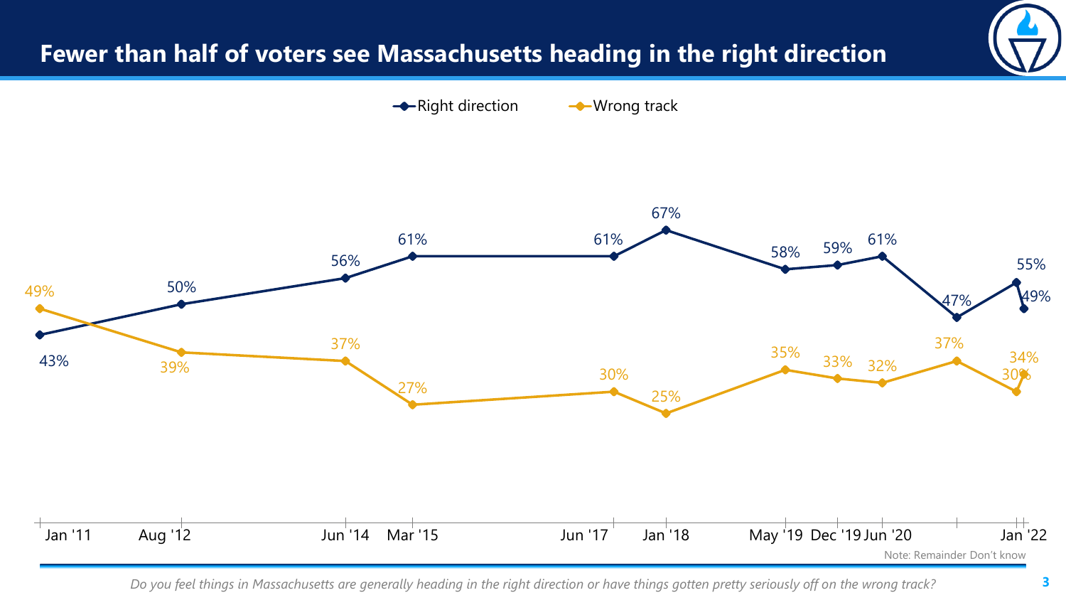# Fewer than half of voters see Massachusetts heading in the right direction

| | Jan '11 | Aug '12 | Jun '14 | Mar '15 | Jun '17 | Jan '18 | May '19 | Dec '19 | Jun '20 | | | Jan '22 |
|---|---|---|---|---|---|---|---|---|---|---|---|---|
| Right direction | 43% | 50% | 56% | 61% | 61% | 67% | 58% | 59% | 61% | 47% | 55% | 49% |
| Wrong track | 49% | 39% | 37% | 27% | 30% | 25% | 35% | 33% | 32% | 37% | 30% | 34% |

Note: Remainder Don't know

*Do you feel things in Massachusetts are generally heading in the right direction or have things gotten pretty seriously off on the wrong track?*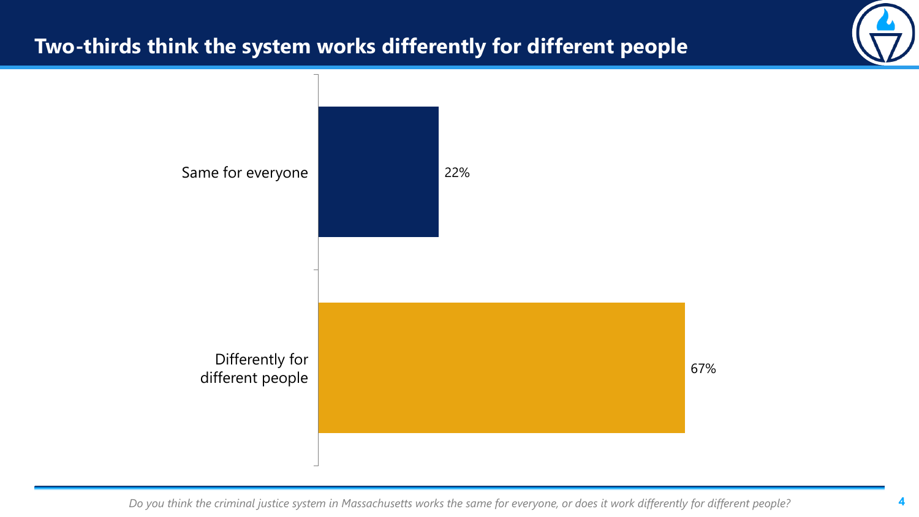# Two-thirds think the system works differently for different people

| Response | % |
| --- | --- |
| Same for everyone | 22% |
| Differently for different people | 67% |

*Do you think the criminal justice system in Massachusetts works the same for everyone, or does it work differently for different people?*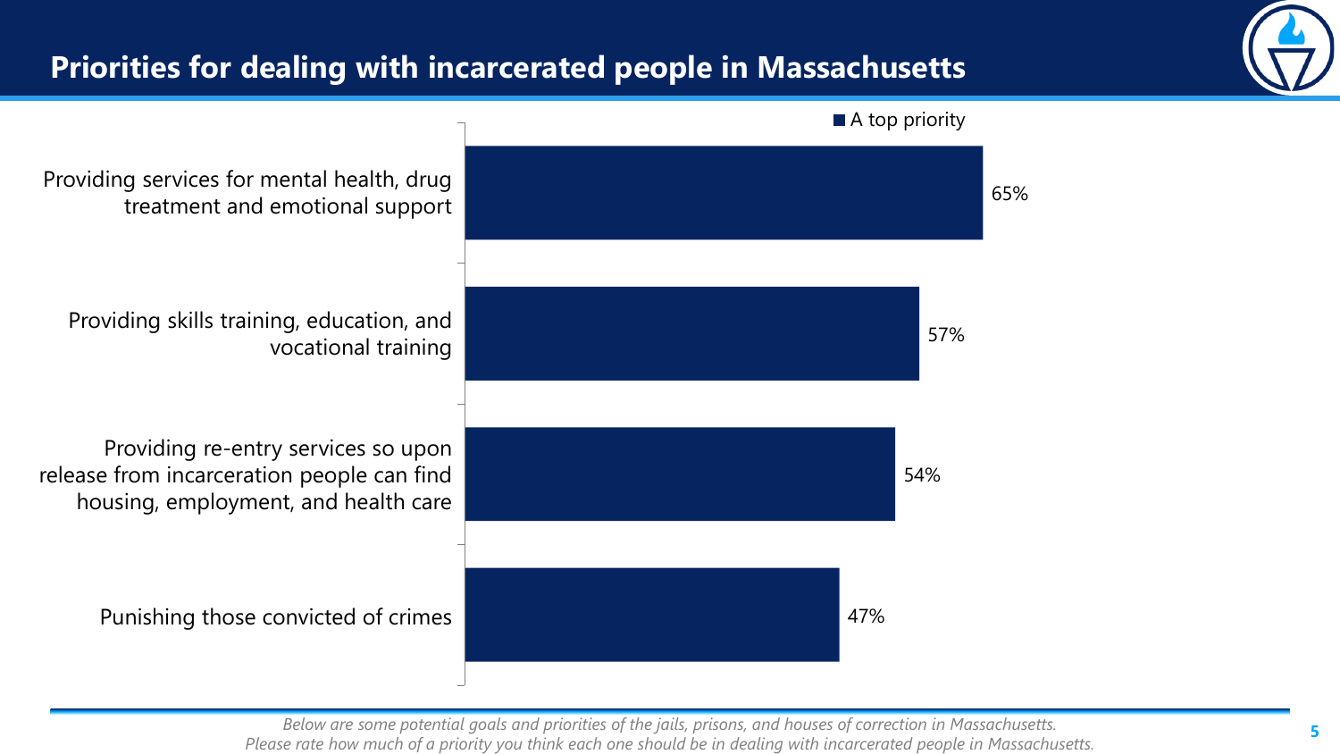## Priorities for dealing with incarcerated people in Massachusetts

| | A top priority |
|---|---|
| Providing services for mental health, drug treatment and emotional support | 65% |
| Providing skills training, education, and vocational training | 57% |
| Providing re-entry services so upon release from incarceration people can find housing, employment, and health care | 54% |
| Punishing those convicted of crimes | 47% |

*Below are some potential goals and priorities of the jails, prisons, and houses of correction in Massachusetts. Please rate how much of a priority you think each one should be in dealing with incarcerated people in Massachusetts.*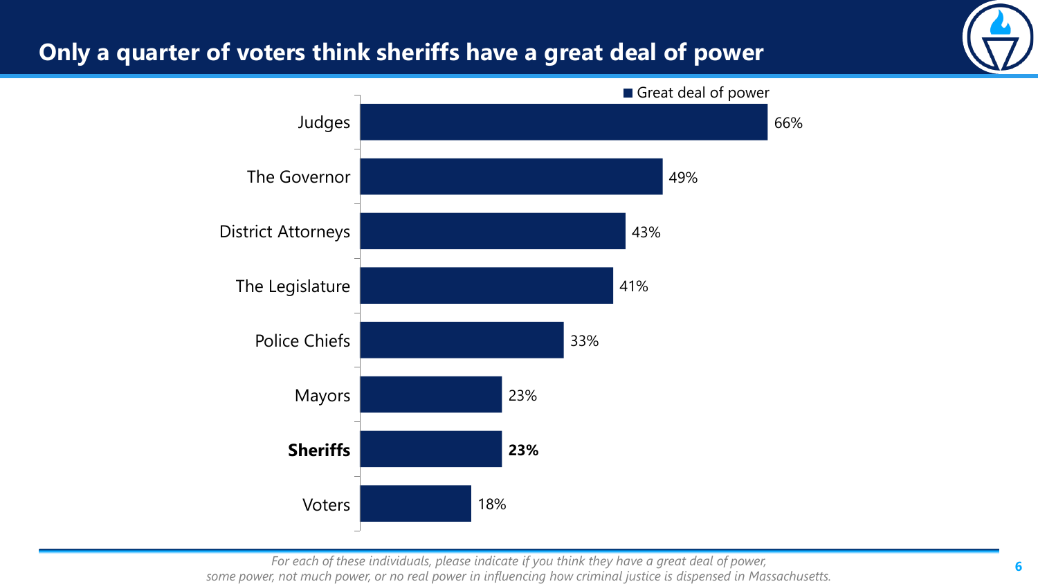## Only a quarter of voters think sheriffs have a great deal of power

| | Great deal of power |
|---|---|
| Judges | 66% |
| The Governor | 49% |
| District Attorneys | 43% |
| The Legislature | 41% |
| Police Chiefs | 33% |
| Mayors | 23% |
| **Sheriffs** | **23%** |
| Voters | 18% |

*For each of these individuals, please indicate if you think they have a great deal of power, some power, not much power, or no real power in influencing how criminal justice is dispensed in Massachusetts.*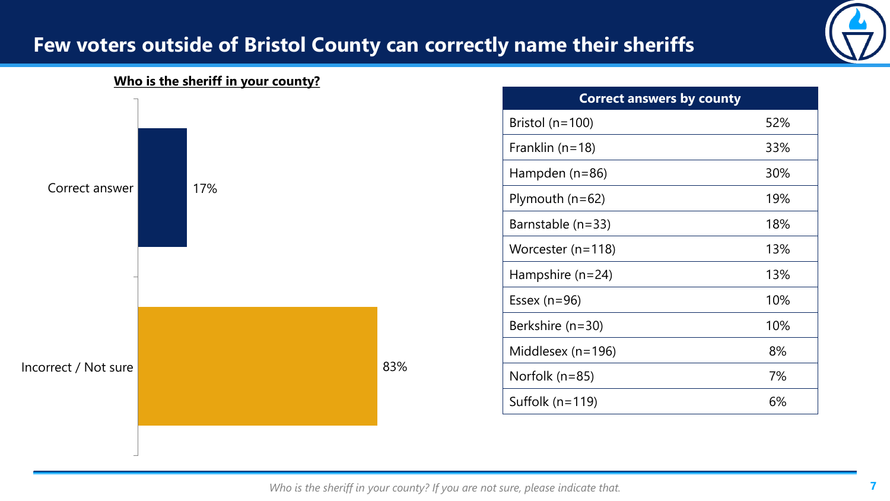# Few voters outside of Bristol County can correctly name their sheriffs

**Who is the sheriff in your county?**

| Response | % |
|---|---|
| Correct answer | 17% |
| Incorrect / Not sure | 83% |

| Correct answers by county | |
|---|---|
| Bristol (n=100) | 52% |
| Franklin (n=18) | 33% |
| Hampden (n=86) | 30% |
| Plymouth (n=62) | 19% |
| Barnstable (n=33) | 18% |
| Worcester (n=118) | 13% |
| Hampshire (n=24) | 13% |
| Essex (n=96) | 10% |
| Berkshire (n=30) | 10% |
| Middlesex (n=196) | 8% |
| Norfolk (n=85) | 7% |
| Suffolk (n=119) | 6% |

*Who is the sheriff in your county? If you are not sure, please indicate that.*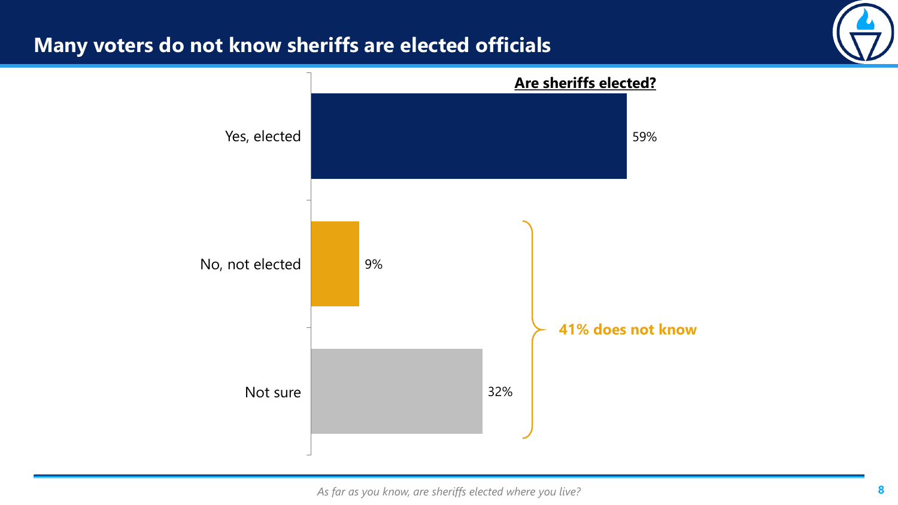## Many voters do not know sheriffs are elected officials

**Are sheriffs elected?**

| Response | Percent |
|---|---|
| Yes, elected | 59% |
| No, not elected | 9% |
| Not sure | 32% |

**41% does not know**

*As far as you know, are sheriffs elected where you live?*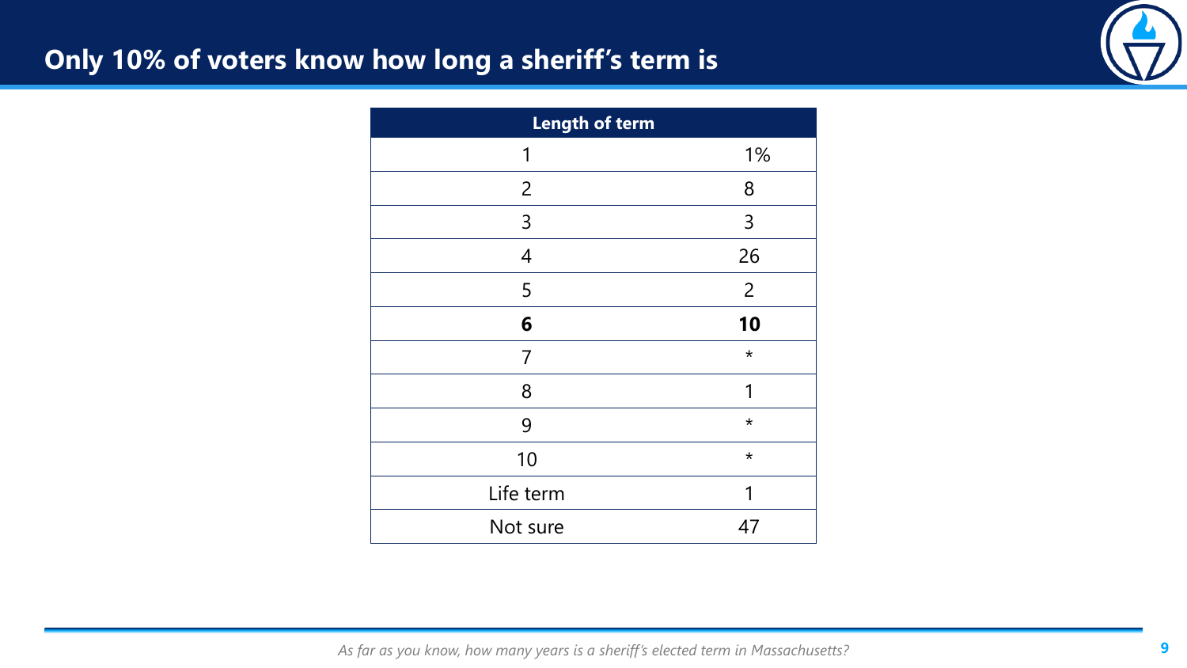# Only 10% of voters know how long a sheriff's term is

| Length of term | |
|---|---|
| 1 | 1% |
| 2 | 8 |
| 3 | 3 |
| 4 | 26 |
| 5 | 2 |
| **6** | **10** |
| 7 | * |
| 8 | 1 |
| 9 | * |
| 10 | * |
| Life term | 1 |
| Not sure | 47 |

*As far as you know, how many years is a sheriff's elected term in Massachusetts?*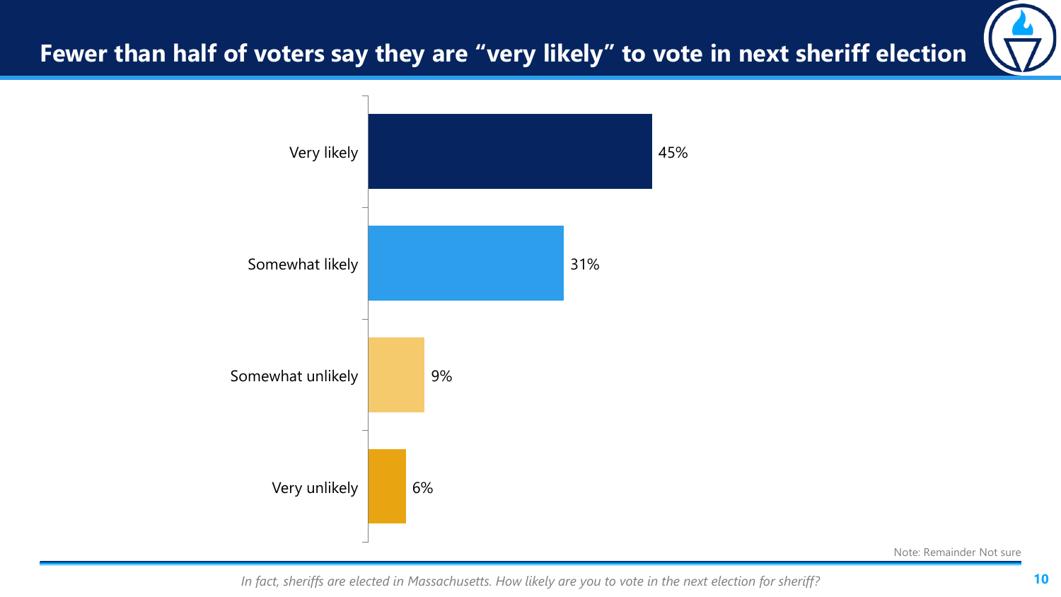# Fewer than half of voters say they are "very likely" to vote in next sheriff election

| Response | Percent |
| --- | --- |
| Very likely | 45% |
| Somewhat likely | 31% |
| Somewhat unlikely | 9% |
| Very unlikely | 6% |

Note: Remainder Not sure

*In fact, sheriffs are elected in Massachusetts. How likely are you to vote in the next election for sheriff?*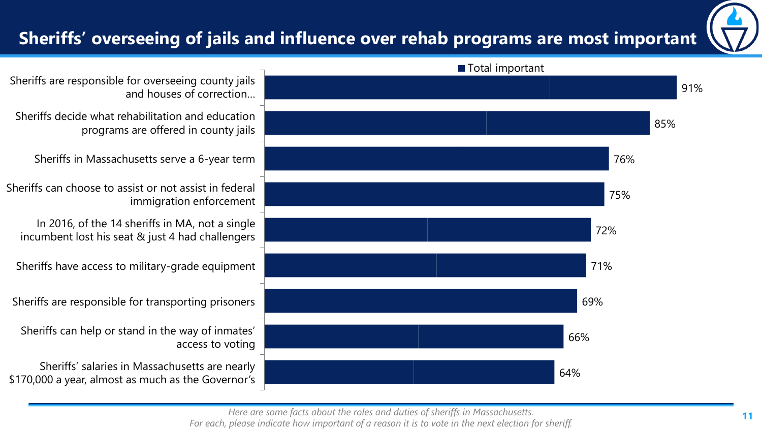# Sheriffs' overseeing of jails and influence over rehab programs are most important

| | Total important |
|---|---|
| Sheriffs are responsible for overseeing county jails and houses of correction… | 91% |
| Sheriffs decide what rehabilitation and education programs are offered in county jails | 85% |
| Sheriffs in Massachusetts serve a 6-year term | 76% |
| Sheriffs can choose to assist or not assist in federal immigration enforcement | 75% |
| In 2016, of the 14 sheriffs in MA, not a single incumbent lost his seat & just 4 had challengers | 72% |
| Sheriffs have access to military-grade equipment | 71% |
| Sheriffs are responsible for transporting prisoners | 69% |
| Sheriffs can help or stand in the way of inmates' access to voting | 66% |
| Sheriffs' salaries in Massachusetts are nearly $170,000 a year, almost as much as the Governor's | 64% |

*Here are some facts about the roles and duties of sheriffs in Massachusetts. For each, please indicate how important of a reason it is to vote in the next election for sheriff.*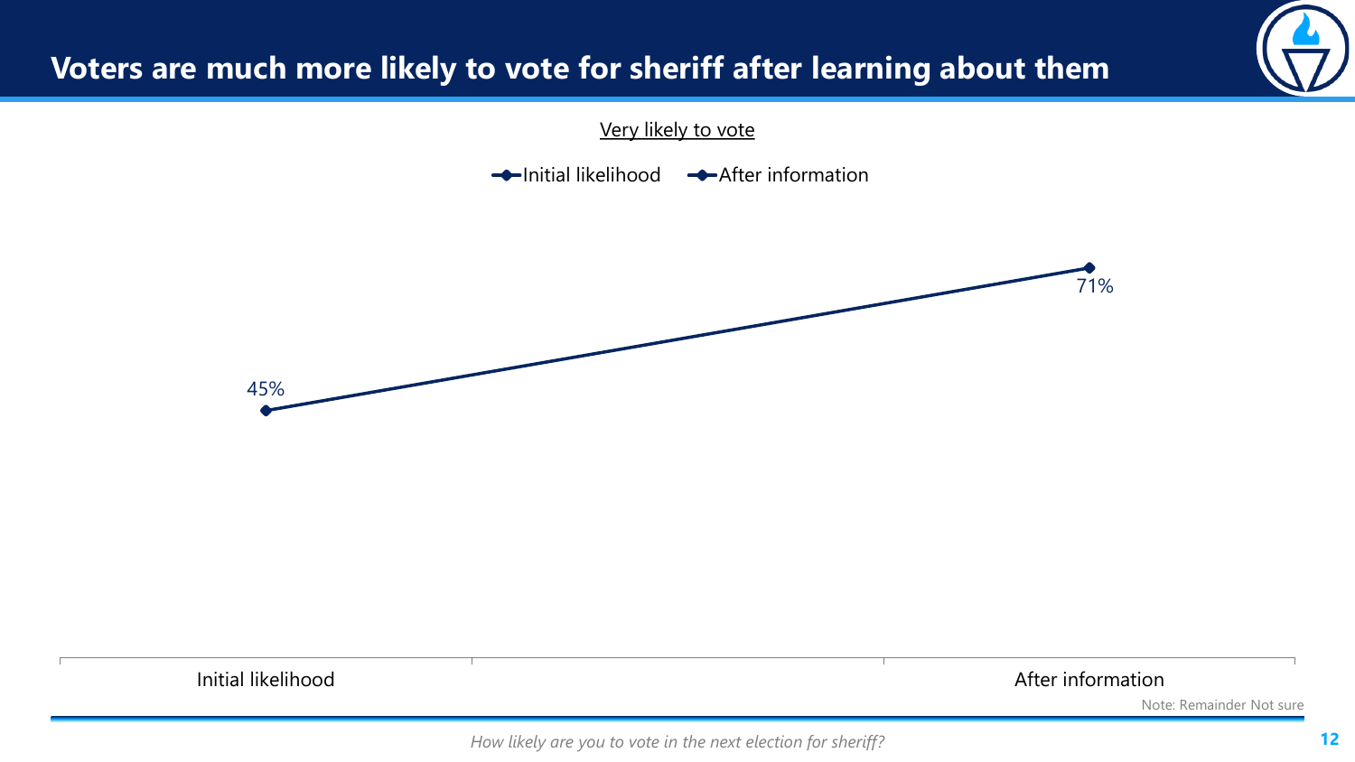# Voters are much more likely to vote for sheriff after learning about them

Very likely to vote

| | Initial likelihood | After information |
|---|---|---|
| Very likely to vote | 45% | 71% |

Note: Remainder Not sure

*How likely are you to vote in the next election for sheriff?*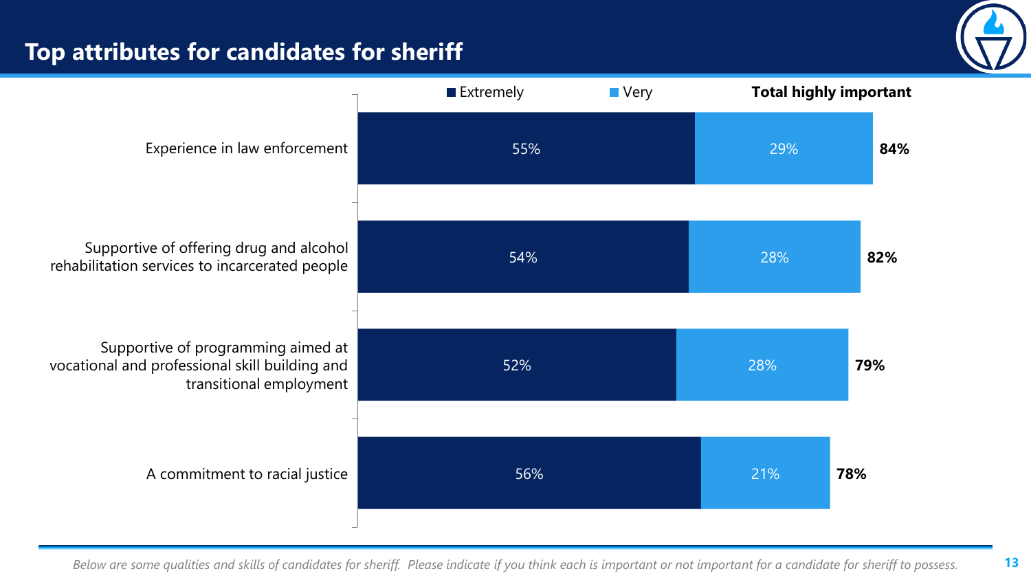# Top attributes for candidates for sheriff

| | Extremely | Very | Total highly important |
|---|---|---|---|
| Experience in law enforcement | 55% | 29% | **84%** |
| Supportive of offering drug and alcohol rehabilitation services to incarcerated people | 54% | 28% | **82%** |
| Supportive of programming aimed at vocational and professional skill building and transitional employment | 52% | 28% | **79%** |
| A commitment to racial justice | 56% | 21% | **78%** |

*Below are some qualities and skills of candidates for sheriff. Please indicate if you think each is important or not important for a candidate for sheriff to possess.*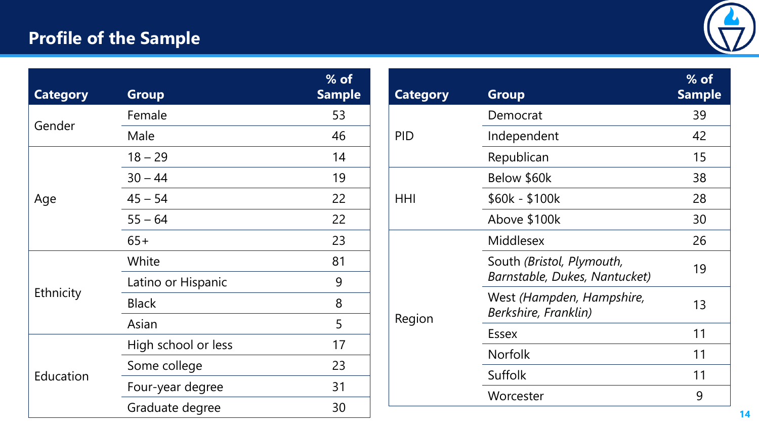## Profile of the Sample

| Category | Group | % of Sample |
|---|---|---|
| Gender | Female | 53 |
| | Male | 46 |
| Age | 18 – 29 | 14 |
| | 30 – 44 | 19 |
| | 45 – 54 | 22 |
| | 55 – 64 | 22 |
| | 65+ | 23 |
| Ethnicity | White | 81 |
| | Latino or Hispanic | 9 |
| | Black | 8 |
| | Asian | 5 |
| Education | High school or less | 17 |
| | Some college | 23 |
| | Four-year degree | 31 |
| | Graduate degree | 30 |

| Category | Group | % of Sample |
|---|---|---|
| PID | Democrat | 39 |
| | Independent | 42 |
| | Republican | 15 |
| HHI | Below $60k | 38 |
| | $60k - $100k | 28 |
| | Above $100k | 30 |
| Region | Middlesex | 26 |
| | South *(Bristol, Plymouth, Barnstable, Dukes, Nantucket)* | 19 |
| | West *(Hampden, Hampshire, Berkshire, Franklin)* | 13 |
| | Essex | 11 |
| | Norfolk | 11 |
| | Suffolk | 11 |
| | Worcester | 9 |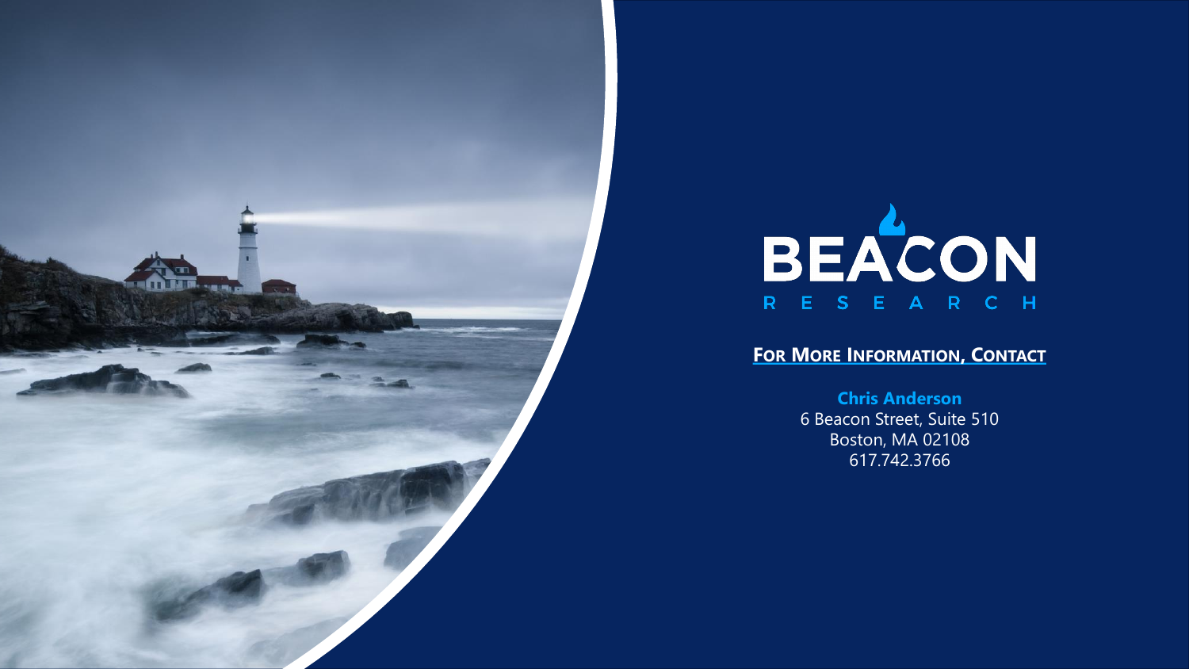BEACON

RESEARCH

**For More Information, Contact**

**Chris Anderson**
6 Beacon Street, Suite 510
Boston, MA 02108
617.742.3766